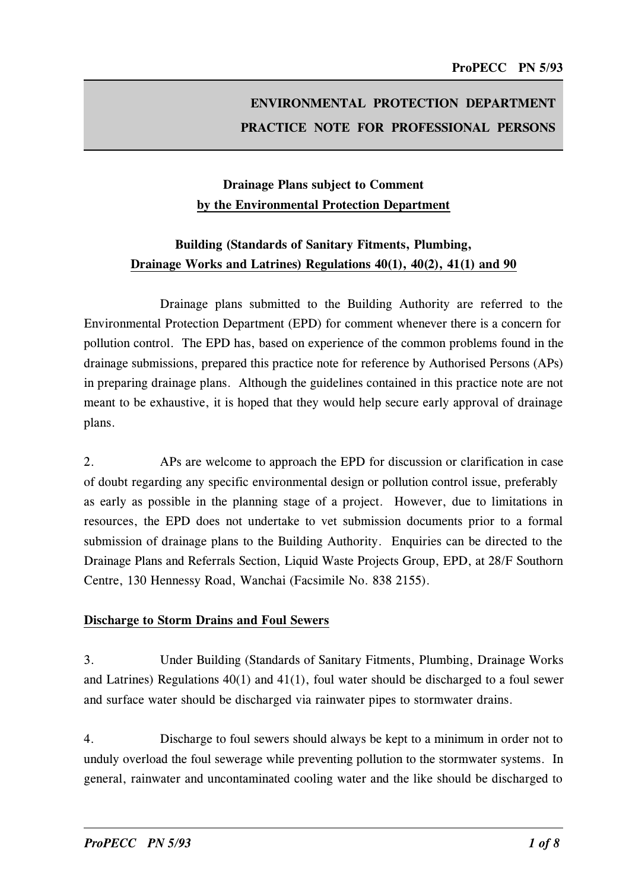# ENVIRONMENTAL PROTECTION DEPARTMENT
# PRACTICE NOTE FOR PROFESSIONAL PERSONS

## Drainage Plans subject to Comment by the Environmental Protection Department

## Building (Standards of Sanitary Fitments, Plumbing, Drainage Works and Latrines) Regulations 40(1), 40(2), 41(1) and 90

Drainage plans submitted to the Building Authority are referred to the Environmental Protection Department (EPD) for comment whenever there is a concern for pollution control. The EPD has, based on experience of the common problems found in the drainage submissions, prepared this practice note for reference by Authorised Persons (APs) in preparing drainage plans. Although the guidelines contained in this practice note are not meant to be exhaustive, it is hoped that they would help secure early approval of drainage plans.

2. APs are welcome to approach the EPD for discussion or clarification in case of doubt regarding any specific environmental design or pollution control issue, preferably as early as possible in the planning stage of a project. However, due to limitations in resources, the EPD does not undertake to vet submission documents prior to a formal submission of drainage plans to the Building Authority. Enquiries can be directed to the Drainage Plans and Referrals Section, Liquid Waste Projects Group, EPD, at 28/F Southorn Centre, 130 Hennessy Road, Wanchai (Facsimile No. 838 2155).

### Discharge to Storm Drains and Foul Sewers

3. Under Building (Standards of Sanitary Fitments, Plumbing, Drainage Works and Latrines) Regulations 40(1) and 41(1), foul water should be discharged to a foul sewer and surface water should be discharged via rainwater pipes to stormwater drains.

4. Discharge to foul sewers should always be kept to a minimum in order not to unduly overload the foul sewerage while preventing pollution to the stormwater systems. In general, rainwater and uncontaminated cooling water and the like should be discharged to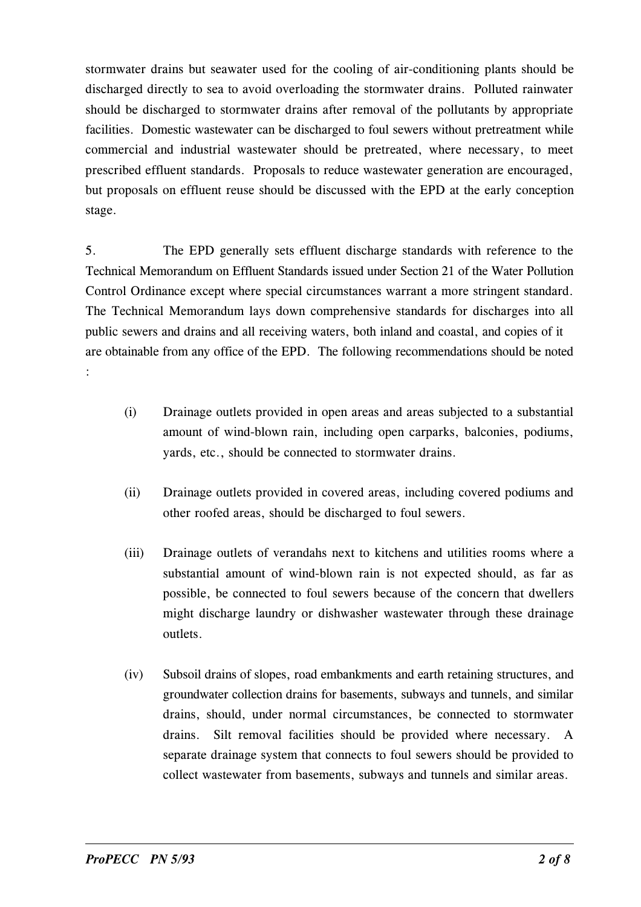stormwater drains but seawater used for the cooling of air-conditioning plants should be discharged directly to sea to avoid overloading the stormwater drains. Polluted rainwater should be discharged to stormwater drains after removal of the pollutants by appropriate facilities. Domestic wastewater can be discharged to foul sewers without pretreatment while commercial and industrial wastewater should be pretreated, where necessary, to meet prescribed effluent standards. Proposals to reduce wastewater generation are encouraged, but proposals on effluent reuse should be discussed with the EPD at the early conception stage.

5. The EPD generally sets effluent discharge standards with reference to the Technical Memorandum on Effluent Standards issued under Section 21 of the Water Pollution Control Ordinance except where special circumstances warrant a more stringent standard. The Technical Memorandum lays down comprehensive standards for discharges into all public sewers and drains and all receiving waters, both inland and coastal, and copies of it are obtainable from any office of the EPD. The following recommendations should be noted :

(i) Drainage outlets provided in open areas and areas subjected to a substantial amount of wind-blown rain, including open carparks, balconies, podiums, yards, etc., should be connected to stormwater drains.

(ii) Drainage outlets provided in covered areas, including covered podiums and other roofed areas, should be discharged to foul sewers.

(iii) Drainage outlets of verandahs next to kitchens and utilities rooms where a substantial amount of wind-blown rain is not expected should, as far as possible, be connected to foul sewers because of the concern that dwellers might discharge laundry or dishwasher wastewater through these drainage outlets.

(iv) Subsoil drains of slopes, road embankments and earth retaining structures, and groundwater collection drains for basements, subways and tunnels, and similar drains, should, under normal circumstances, be connected to stormwater drains. Silt removal facilities should be provided where necessary. A separate drainage system that connects to foul sewers should be provided to collect wastewater from basements, subways and tunnels and similar areas.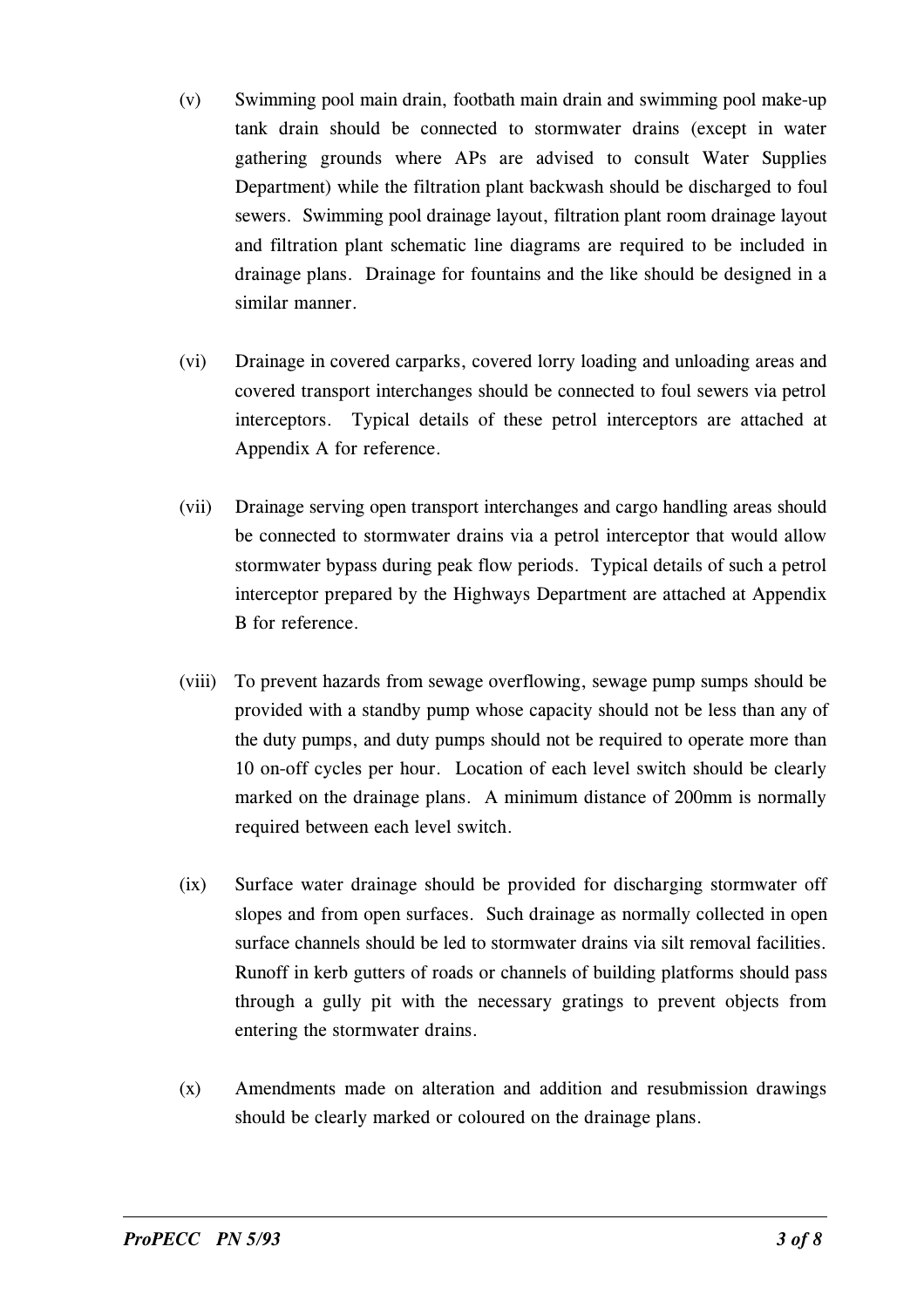(v) Swimming pool main drain, footbath main drain and swimming pool make-up tank drain should be connected to stormwater drains (except in water gathering grounds where APs are advised to consult Water Supplies Department) while the filtration plant backwash should be discharged to foul sewers. Swimming pool drainage layout, filtration plant room drainage layout and filtration plant schematic line diagrams are required to be included in drainage plans. Drainage for fountains and the like should be designed in a similar manner.

(vi) Drainage in covered carparks, covered lorry loading and unloading areas and covered transport interchanges should be connected to foul sewers via petrol interceptors. Typical details of these petrol interceptors are attached at Appendix A for reference.

(vii) Drainage serving open transport interchanges and cargo handling areas should be connected to stormwater drains via a petrol interceptor that would allow stormwater bypass during peak flow periods. Typical details of such a petrol interceptor prepared by the Highways Department are attached at Appendix B for reference.

(viii) To prevent hazards from sewage overflowing, sewage pump sumps should be provided with a standby pump whose capacity should not be less than any of the duty pumps, and duty pumps should not be required to operate more than 10 on-off cycles per hour. Location of each level switch should be clearly marked on the drainage plans. A minimum distance of 200mm is normally required between each level switch.

(ix) Surface water drainage should be provided for discharging stormwater off slopes and from open surfaces. Such drainage as normally collected in open surface channels should be led to stormwater drains via silt removal facilities. Runoff in kerb gutters of roads or channels of building platforms should pass through a gully pit with the necessary gratings to prevent objects from entering the stormwater drains.

(x) Amendments made on alteration and addition and resubmission drawings should be clearly marked or coloured on the drainage plans.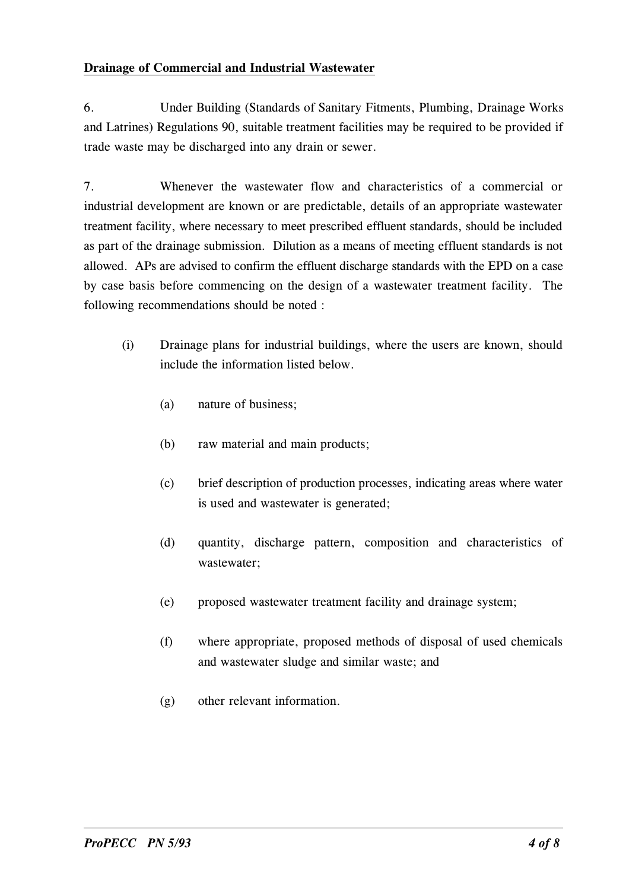**Drainage of Commercial and Industrial Wastewater**

6. Under Building (Standards of Sanitary Fitments, Plumbing, Drainage Works and Latrines) Regulations 90, suitable treatment facilities may be required to be provided if trade waste may be discharged into any drain or sewer.

7. Whenever the wastewater flow and characteristics of a commercial or industrial development are known or are predictable, details of an appropriate wastewater treatment facility, where necessary to meet prescribed effluent standards, should be included as part of the drainage submission. Dilution as a means of meeting effluent standards is not allowed. APs are advised to confirm the effluent discharge standards with the EPD on a case by case basis before commencing on the design of a wastewater treatment facility. The following recommendations should be noted :

(i) Drainage plans for industrial buildings, where the users are known, should include the information listed below.

- (a) nature of business;
- (b) raw material and main products;
- (c) brief description of production processes, indicating areas where water is used and wastewater is generated;
- (d) quantity, discharge pattern, composition and characteristics of wastewater;
- (e) proposed wastewater treatment facility and drainage system;
- (f) where appropriate, proposed methods of disposal of used chemicals and wastewater sludge and similar waste; and
- (g) other relevant information.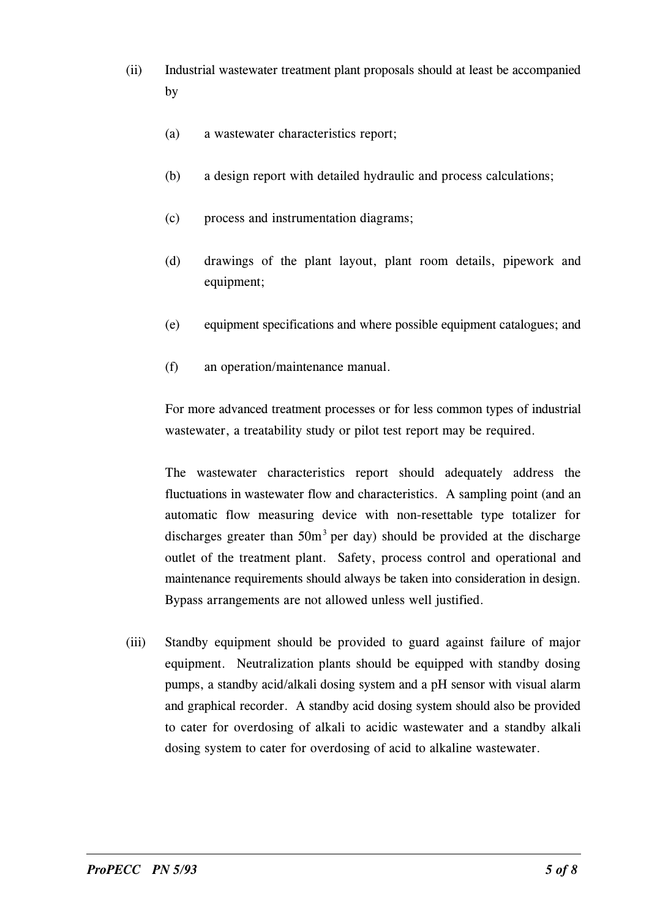(ii) Industrial wastewater treatment plant proposals should at least be accompanied by

   (a) a wastewater characteristics report;

   (b) a design report with detailed hydraulic and process calculations;

   (c) process and instrumentation diagrams;

   (d) drawings of the plant layout, plant room details, pipework and equipment;

   (e) equipment specifications and where possible equipment catalogues; and

   (f) an operation/maintenance manual.

   For more advanced treatment processes or for less common types of industrial wastewater, a treatability study or pilot test report may be required.

   The wastewater characteristics report should adequately address the fluctuations in wastewater flow and characteristics. A sampling point (and an automatic flow measuring device with non-resettable type totalizer for discharges greater than $50m^3$ per day) should be provided at the discharge outlet of the treatment plant. Safety, process control and operational and maintenance requirements should always be taken into consideration in design. Bypass arrangements are not allowed unless well justified.

(iii) Standby equipment should be provided to guard against failure of major equipment. Neutralization plants should be equipped with standby dosing pumps, a standby acid/alkali dosing system and a pH sensor with visual alarm and graphical recorder. A standby acid dosing system should also be provided to cater for overdosing of alkali to acidic wastewater and a standby alkali dosing system to cater for overdosing of acid to alkaline wastewater.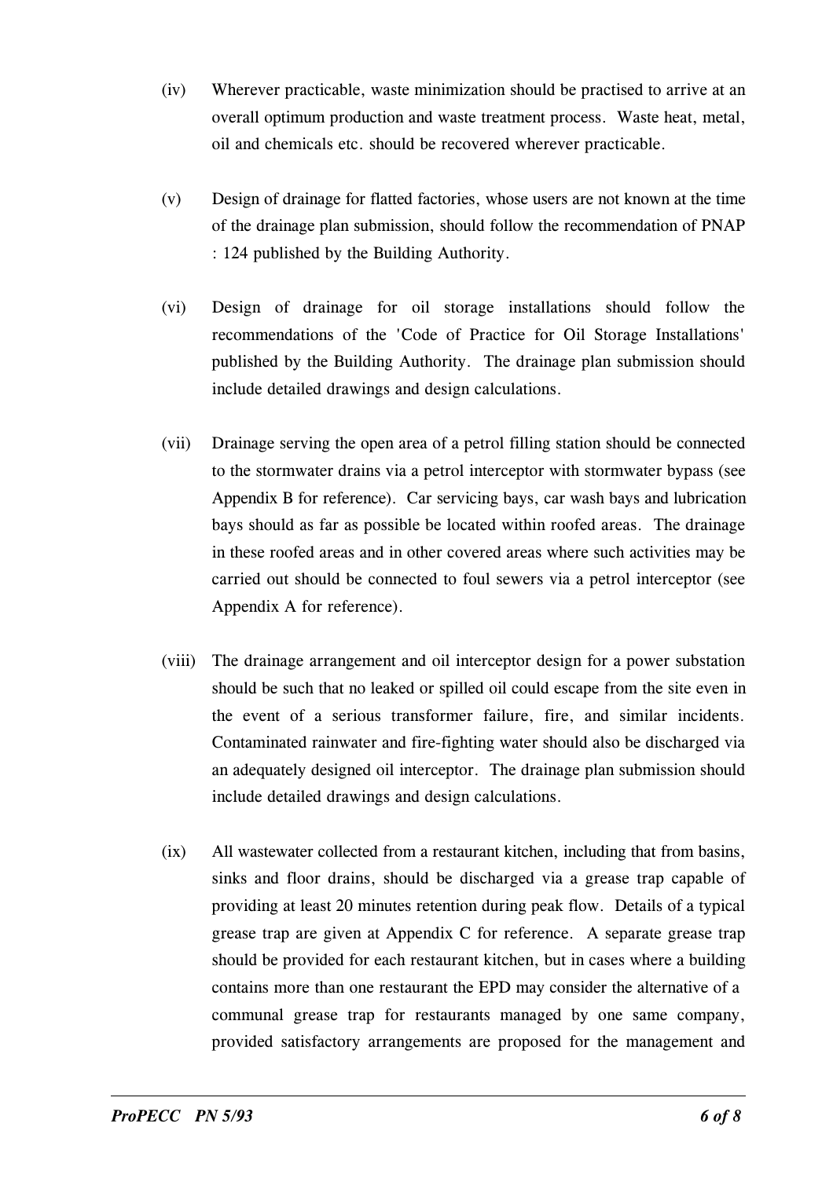(iv) Wherever practicable, waste minimization should be practised to arrive at an overall optimum production and waste treatment process. Waste heat, metal, oil and chemicals etc. should be recovered wherever practicable.

(v) Design of drainage for flatted factories, whose users are not known at the time of the drainage plan submission, should follow the recommendation of PNAP : 124 published by the Building Authority.

(vi) Design of drainage for oil storage installations should follow the recommendations of the 'Code of Practice for Oil Storage Installations' published by the Building Authority. The drainage plan submission should include detailed drawings and design calculations.

(vii) Drainage serving the open area of a petrol filling station should be connected to the stormwater drains via a petrol interceptor with stormwater bypass (see Appendix B for reference). Car servicing bays, car wash bays and lubrication bays should as far as possible be located within roofed areas. The drainage in these roofed areas and in other covered areas where such activities may be carried out should be connected to foul sewers via a petrol interceptor (see Appendix A for reference).

(viii) The drainage arrangement and oil interceptor design for a power substation should be such that no leaked or spilled oil could escape from the site even in the event of a serious transformer failure, fire, and similar incidents. Contaminated rainwater and fire-fighting water should also be discharged via an adequately designed oil interceptor. The drainage plan submission should include detailed drawings and design calculations.

(ix) All wastewater collected from a restaurant kitchen, including that from basins, sinks and floor drains, should be discharged via a grease trap capable of providing at least 20 minutes retention during peak flow. Details of a typical grease trap are given at Appendix C for reference. A separate grease trap should be provided for each restaurant kitchen, but in cases where a building contains more than one restaurant the EPD may consider the alternative of a communal grease trap for restaurants managed by one same company, provided satisfactory arrangements are proposed for the management and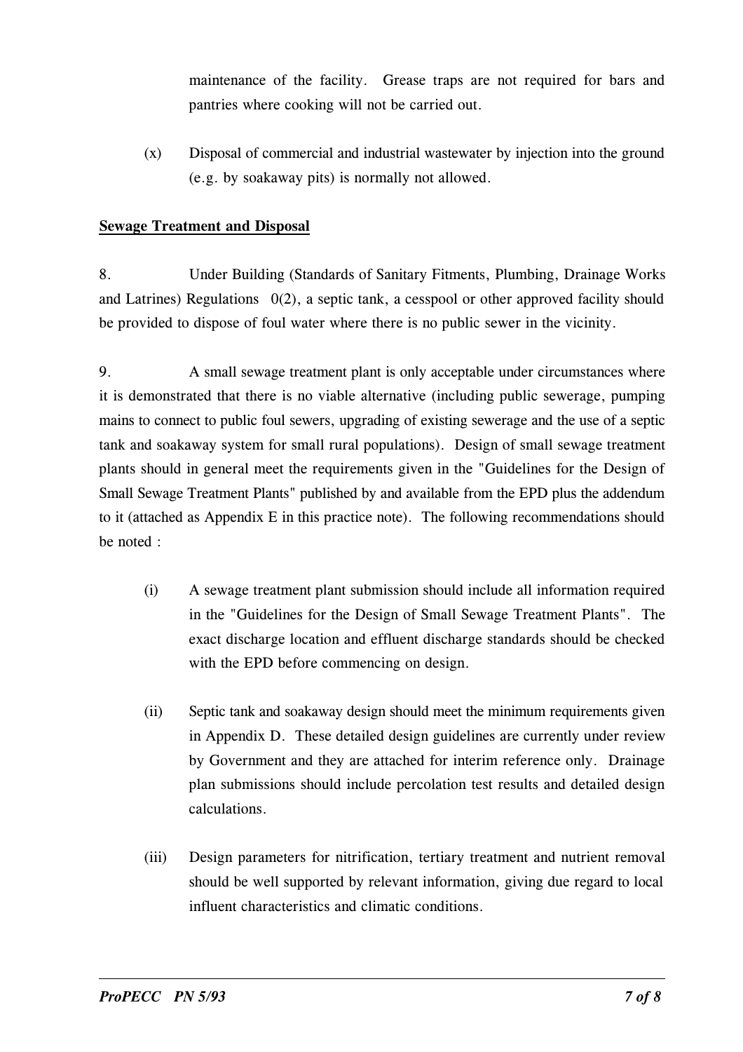maintenance of the facility. Grease traps are not required for bars and pantries where cooking will not be carried out.

(x) Disposal of commercial and industrial wastewater by injection into the ground (e.g. by soakaway pits) is normally not allowed.

**Sewage Treatment and Disposal**

8. Under Building (Standards of Sanitary Fitments, Plumbing, Drainage Works and Latrines) Regulations 0(2), a septic tank, a cesspool or other approved facility should be provided to dispose of foul water where there is no public sewer in the vicinity.

9. A small sewage treatment plant is only acceptable under circumstances where it is demonstrated that there is no viable alternative (including public sewerage, pumping mains to connect to public foul sewers, upgrading of existing sewerage and the use of a septic tank and soakaway system for small rural populations). Design of small sewage treatment plants should in general meet the requirements given in the "Guidelines for the Design of Small Sewage Treatment Plants" published by and available from the EPD plus the addendum to it (attached as Appendix E in this practice note). The following recommendations should be noted :

(i) A sewage treatment plant submission should include all information required in the "Guidelines for the Design of Small Sewage Treatment Plants". The exact discharge location and effluent discharge standards should be checked with the EPD before commencing on design.

(ii) Septic tank and soakaway design should meet the minimum requirements given in Appendix D. These detailed design guidelines are currently under review by Government and they are attached for interim reference only. Drainage plan submissions should include percolation test results and detailed design calculations.

(iii) Design parameters for nitrification, tertiary treatment and nutrient removal should be well supported by relevant information, giving due regard to local influent characteristics and climatic conditions.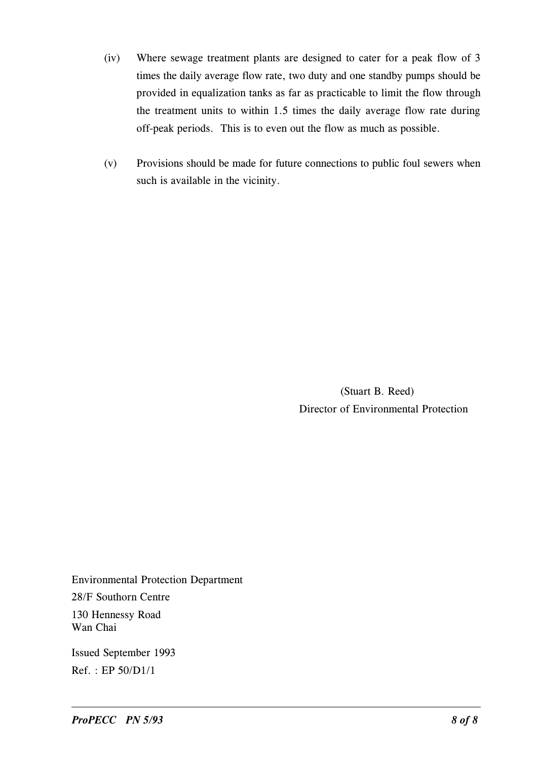(iv) Where sewage treatment plants are designed to cater for a peak flow of 3 times the daily average flow rate, two duty and one standby pumps should be provided in equalization tanks as far as practicable to limit the flow through the treatment units to within 1.5 times the daily average flow rate during off-peak periods. This is to even out the flow as much as possible.

(v) Provisions should be made for future connections to public foul sewers when such is available in the vicinity.

(Stuart B. Reed)
Director of Environmental Protection

Environmental Protection Department
28/F Southorn Centre
130 Hennessy Road
Wan Chai

Issued September 1993
Ref. : EP 50/D1/1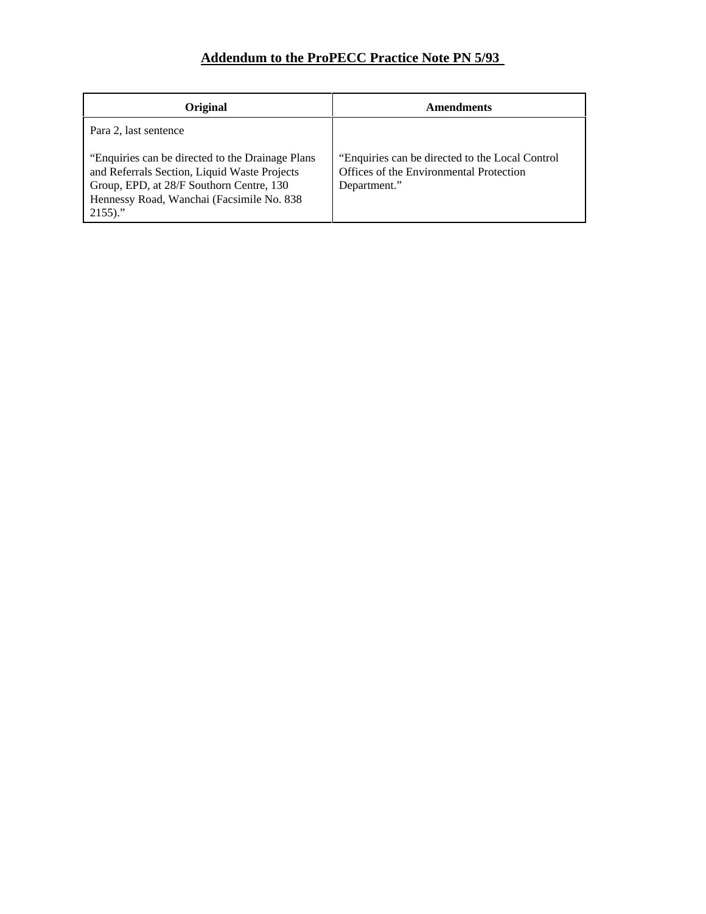# Addendum to the ProPECC Practice Note PN 5/93

| Original | Amendments |
| --- | --- |
| Para 2, last sentence<br><br>“Enquiries can be directed to the Drainage Plans and Referrals Section, Liquid Waste Projects Group, EPD, at 28/F Southorn Centre, 130 Hennessy Road, Wanchai (Facsimile No. 838 2155).” | “Enquiries can be directed to the Local Control Offices of the Environmental Protection Department.” |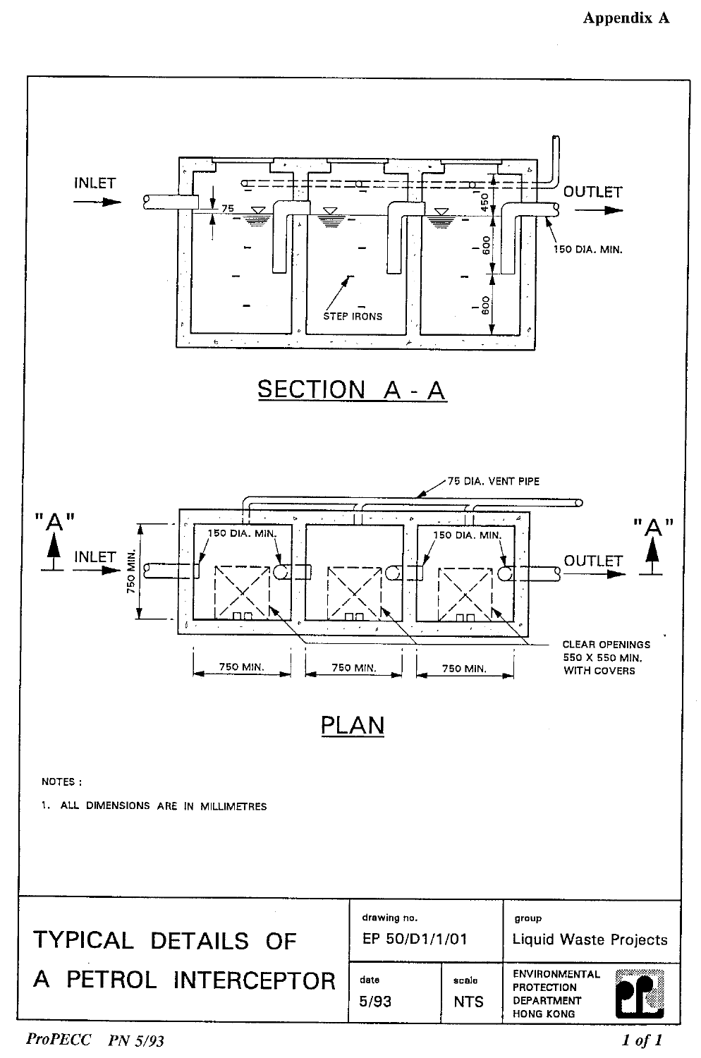**Appendix A**

## SECTION A - A

INLET → 75 → 450 → 600 → 600 → OUTLET

150 DIA. MIN.

STEP IRONS

## PLAN

75 DIA. VENT PIPE

"A" INLET — 750 MIN. — 150 DIA. MIN. — 150 DIA. MIN. — OUTLET "A"

750 MIN. | 750 MIN. | 750 MIN.

CLEAR OPENINGS 550 X 550 MIN. WITH COVERS

NOTES :

1. ALL DIMENSIONS ARE IN MILLIMETRES

| TYPICAL DETAILS OF A PETROL INTERCEPTOR | drawing no. EP 50/D1/1/01 | | group Liquid Waste Projects |
|---|---|---|---|
| | date 5/93 | scale NTS | ENVIRONMENTAL PROTECTION DEPARTMENT HONG KONG |

*ProPECC PN 5/93*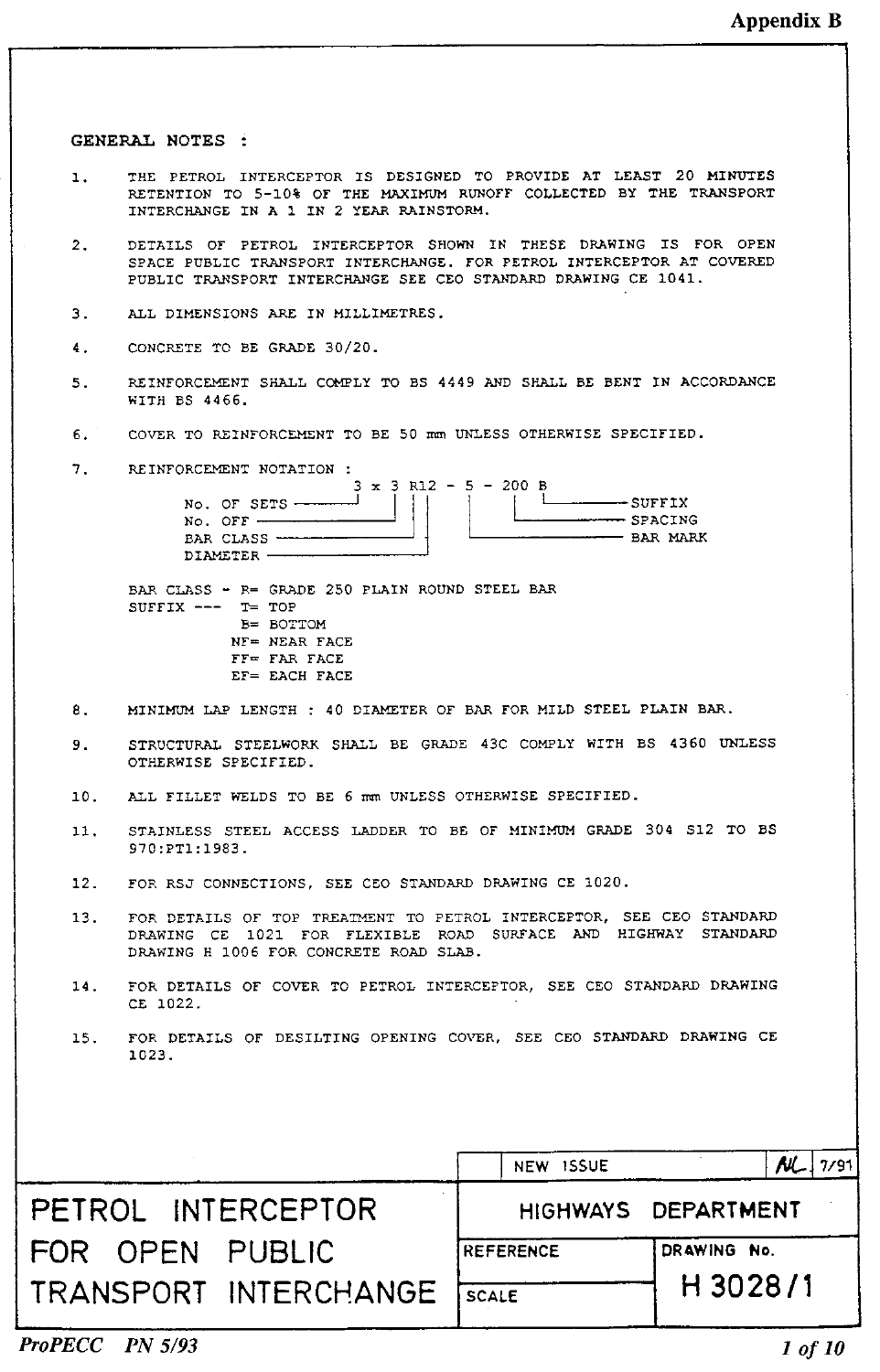Appendix B

## GENERAL NOTES :

1. THE PETROL INTERCEPTOR IS DESIGNED TO PROVIDE AT LEAST 20 MINUTES RETENTION TO 5-10% OF THE MAXIMUM RUNOFF COLLECTED BY THE TRANSPORT INTERCHANGE IN A 1 IN 2 YEAR RAINSTORM.

2. DETAILS OF PETROL INTERCEPTOR SHOWN IN THESE DRAWING IS FOR OPEN SPACE PUBLIC TRANSPORT INTERCHANGE. FOR PETROL INTERCEPTOR AT COVERED PUBLIC TRANSPORT INTERCHANGE SEE CEO STANDARD DRAWING CE 1041.

3. ALL DIMENSIONS ARE IN MILLIMETRES.

4. CONCRETE TO BE GRADE 30/20.

5. REINFORCEMENT SHALL COMPLY TO BS 4449 AND SHALL BE BENT IN ACCORDANCE WITH BS 4466.

6. COVER TO REINFORCEMENT TO BE 50 mm UNLESS OTHERWISE SPECIFIED.

7. REINFORCEMENT NOTATION :

```
                    3 x 3 R12 - 5 - 200 B
   No. OF SETS -------+   | ||    |    |  |
   No. OFF ---------------+ ||    |    |  +-------- SUFFIX
   BAR CLASS ---------------+|    |    +----------- SPACING
   DIAMETER -----------------+    +---------------- BAR MARK
```

BAR CLASS - R= GRADE 250 PLAIN ROUND STEEL BAR
SUFFIX --- T= TOP
B= BOTTOM
NF= NEAR FACE
FF= FAR FACE
EF= EACH FACE

8. MINIMUM LAP LENGTH : 40 DIAMETER OF BAR FOR MILD STEEL PLAIN BAR.

9. STRUCTURAL STEELWORK SHALL BE GRADE 43C COMPLY WITH BS 4360 UNLESS OTHERWISE SPECIFIED.

10. ALL FILLET WELDS TO BE 6 mm UNLESS OTHERWISE SPECIFIED.

11. STAINLESS STEEL ACCESS LADDER TO BE OF MINIMUM GRADE 304 S12 TO BS 970:PT1:1983.

12. FOR RSJ CONNECTIONS, SEE CEO STANDARD DRAWING CE 1020.

13. FOR DETAILS OF TOP TREATMENT TO PETROL INTERCEPTOR, SEE CEO STANDARD DRAWING CE 1021 FOR FLEXIBLE ROAD SURFACE AND HIGHWAY STANDARD DRAWING H 1006 FOR CONCRETE ROAD SLAB.

14. FOR DETAILS OF COVER TO PETROL INTERCEPTOR, SEE CEO STANDARD DRAWING CE 1022.

15. FOR DETAILS OF DESILTING OPENING COVER, SEE CEO STANDARD DRAWING CE 1023.

| | NEW ISSUE | AL | 7/91 |
|---|---|---|---|

| PETROL INTERCEPTOR FOR OPEN PUBLIC TRANSPORT INTERCHANGE | HIGHWAYS DEPARTMENT | |
|---|---|---|
| | REFERENCE | DRAWING No. H 3028/1 |
| | SCALE | |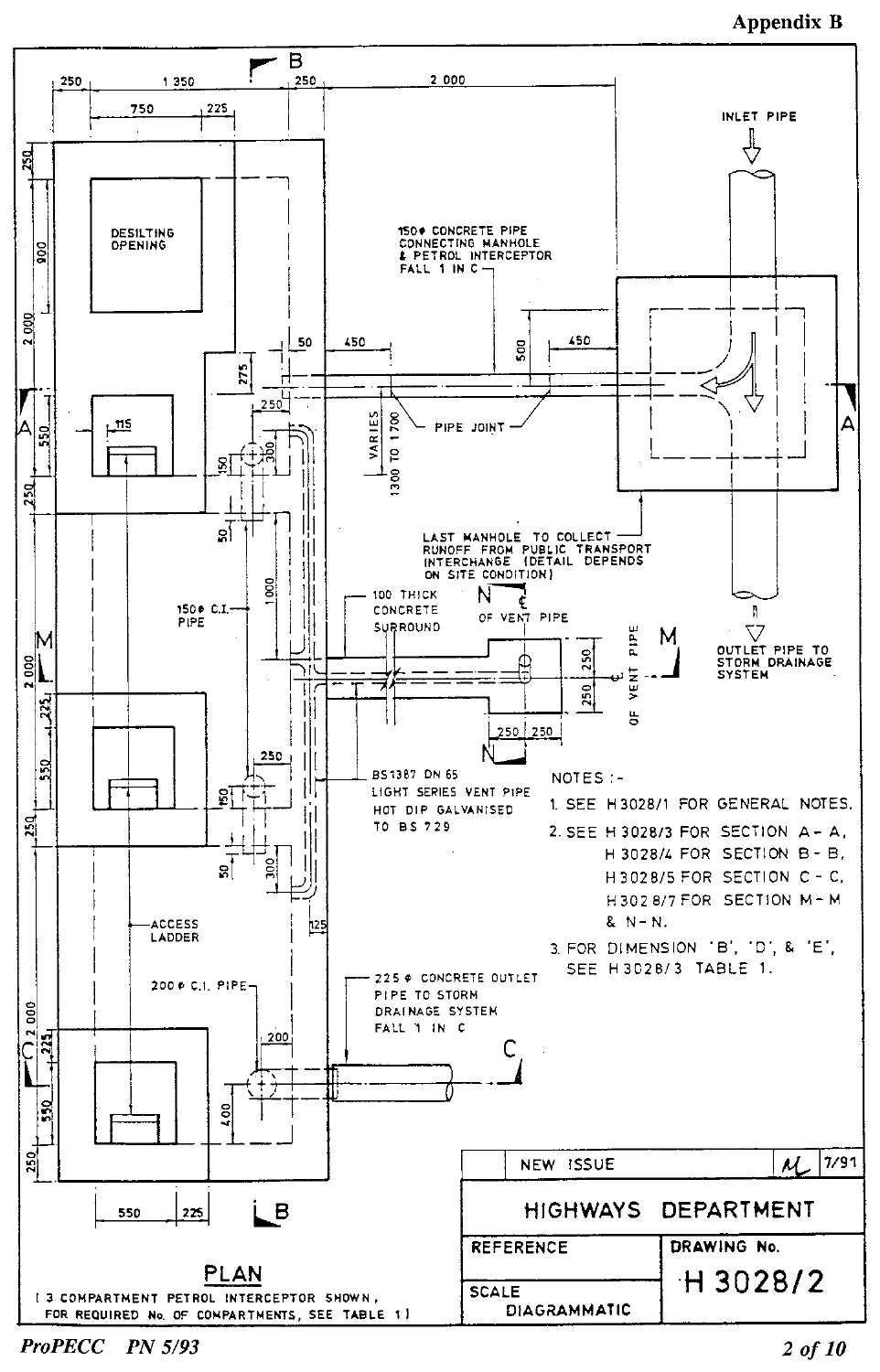Appendix B

INLET PIPE

DESILTING OPENING

150φ CONCRETE PIPE CONNECTING MANHOLE & PETROL INTERCEPTOR FALL 1 IN C

PIPE JOINT

VARIES 1300 TO 1700

LAST MANHOLE TO COLLECT RUNOFF FROM PUBLIC TRANSPORT INTERCHANGE (DETAIL DEPENDS ON SITE CONDITION)

150φ C.I. PIPE

100 THICK CONCRETE SURROUND

℄ OF VENT PIPE

OUTLET PIPE TO STORM DRAINAGE SYSTEM

BS1387 DN 65 LIGHT SERIES VENT PIPE HOT DIP GALVANISED TO BS 729

ACCESS LADDER

200φ C.I. PIPE

225φ CONCRETE OUTLET PIPE TO STORM DRAINAGE SYSTEM FALL 1 IN C

NOTES :-

1. SEE H 3028/1 FOR GENERAL NOTES.
2. SEE H 3028/3 FOR SECTION A - A, H 3028/4 FOR SECTION B - B, H 3028/5 FOR SECTION C - C, H 3028/7 FOR SECTION M - M & N - N.
3. FOR DIMENSION 'B', 'D', & 'E', SEE H 3028/3 TABLE 1.

## PLAN

(3 COMPARTMENT PETROL INTERCEPTOR SHOWN, FOR REQUIRED No. OF COMPARTMENTS, SEE TABLE 1)

| NEW ISSUE | | 7/91 |
|---|---|---|
| HIGHWAYS DEPARTMENT | | |
| REFERENCE | DRAWING No. | |
| SCALE DIAGRAMMATIC | H 3028/2 | |

ProPECC PN 5/93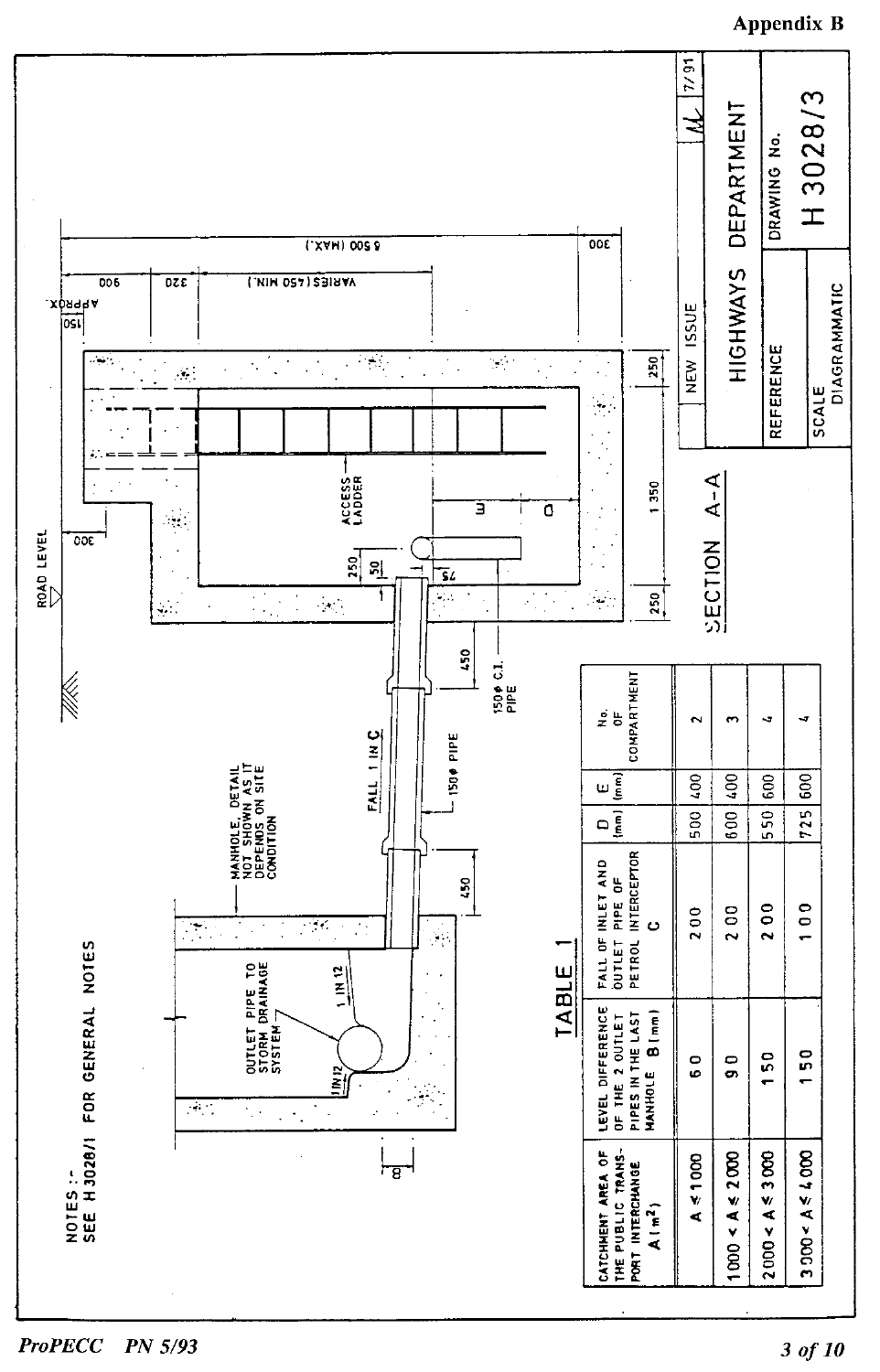Appendix B

NOTES :-
SEE H 3028/1 FOR GENERAL NOTES

ROAD LEVEL

MANHOLE, DETAIL NOT SHOWN AS IT DEPENDS ON SITE CONDITION

OUTLET PIPE TO STORM DRAINAGE SYSTEM

1 IN 12

1 IN 12

B

450

FALL 1 IN C

150ø PIPE

450

150ø C.I. PIPE

250

50

75

ACCESS LADDER

E

D

250

1 350

250

300

150 APPROX.

900

320

VARIES (450 MIN.)

5 500 (MAX.)

300

SECTION A-A

TABLE 1

| CATCHMENT AREA OF THE PUBLIC TRANSPORT INTERCHANGE A (m²) | LEVEL DIFFERENCE OF THE 2 OUTLET PIPES IN THE LAST MANHOLE B (mm) | FALL OF INLET AND OUTLET PIPE OF PETROL INTERCEPTOR C | D (mm) | E (mm) | No. OF COMPARTMENT |
|---|---|---|---|---|---|
| A ≤ 1000 | 60 | 200 | 500 | 400 | 2 |
| 1000 < A ≤ 2000 | 90 | 200 | 600 | 400 | 3 |
| 2000 < A ≤ 3000 | 150 | 200 | 550 | 600 | 4 |
| 3000 < A ≤ 4000 | 150 | 100 | 725 | 600 | 4 |

| NEW ISSUE | | 7/91 |
|---|---|---|
| HIGHWAYS DEPARTMENT | | |
| REFERENCE | DRAWING No. | |
| SCALE DIAGRAMMATIC | H 3028/3 | |

ProPECC PN 5/93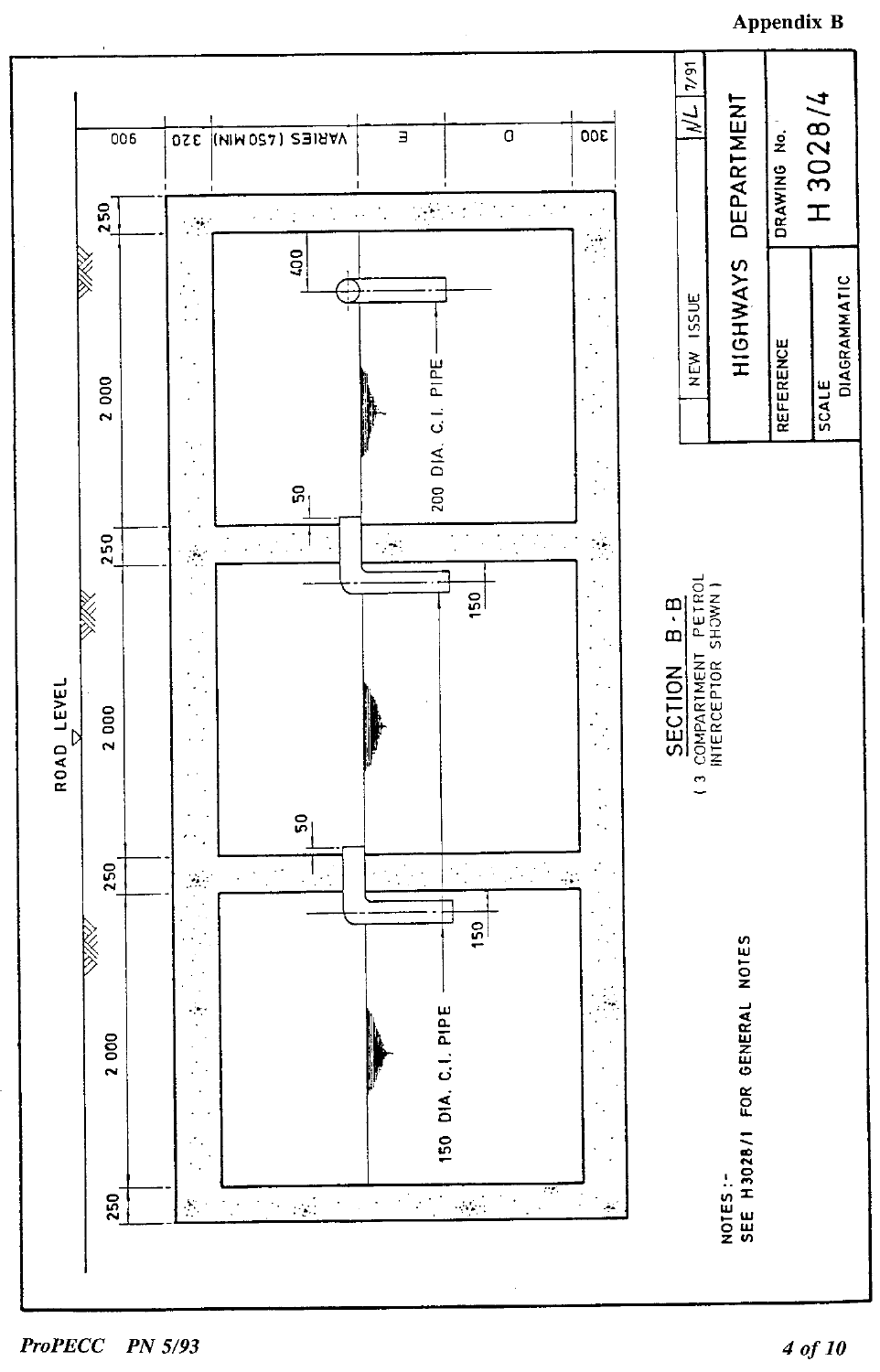Appendix B

ROAD LEVEL

250 | 2 000 | 250 | 2 000 | 250 | 2 000 | 250

900 | 320 | VARIES (450 MIN) | E | D | 300

400

200 DIA. C.I. PIPE

50

150

50

150

150 DIA. C.I. PIPE

**SECTION B-B**
(3 COMPARTMENT PETROL INTERCEPTOR SHOWN)

NOTES :-
SEE H3028/1 FOR GENERAL NOTES

| | NEW ISSUE | N/L | 7/91 |
|---|---|---|---|
| HIGHWAYS DEPARTMENT | | | |
| REFERENCE | | DRAWING No. | |
| SCALE DIAGRAMMATIC | | H 3028/4 | |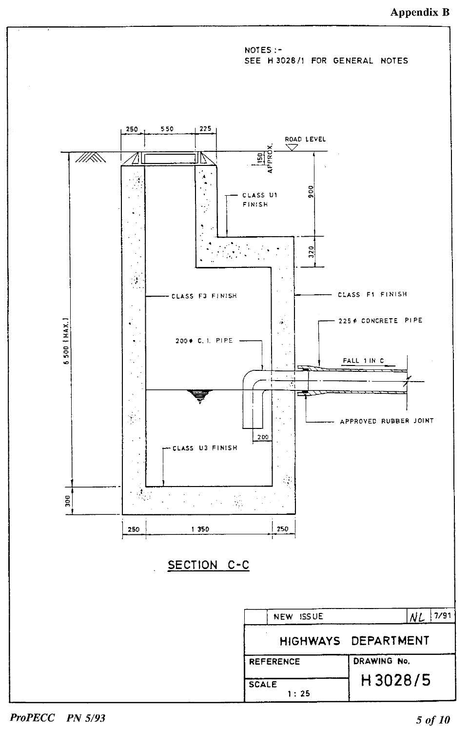**Appendix B**

NOTES :-
SEE H 3028/1 FOR GENERAL NOTES

250 | 550 | 225

ROAD LEVEL

150 APPROX.

900

320

CLASS U1 FINISH

CLASS F3 FINISH

CLASS F1 FINISH

225 ϕ CONCRETE PIPE

200 ϕ C. I. PIPE

FALL 1 IN C

6 500 (MAX.)

APPROVED RUBBER JOINT

200

CLASS U3 FINISH

300

250 | 1 350 | 250

SECTION C-C

| | NEW ISSUE | NL | 7/91 |
|---|---|---|---|
| HIGHWAYS DEPARTMENT | | | |
| REFERENCE | | DRAWING No. | |
| SCALE 1 : 25 | | H 3028/5 | |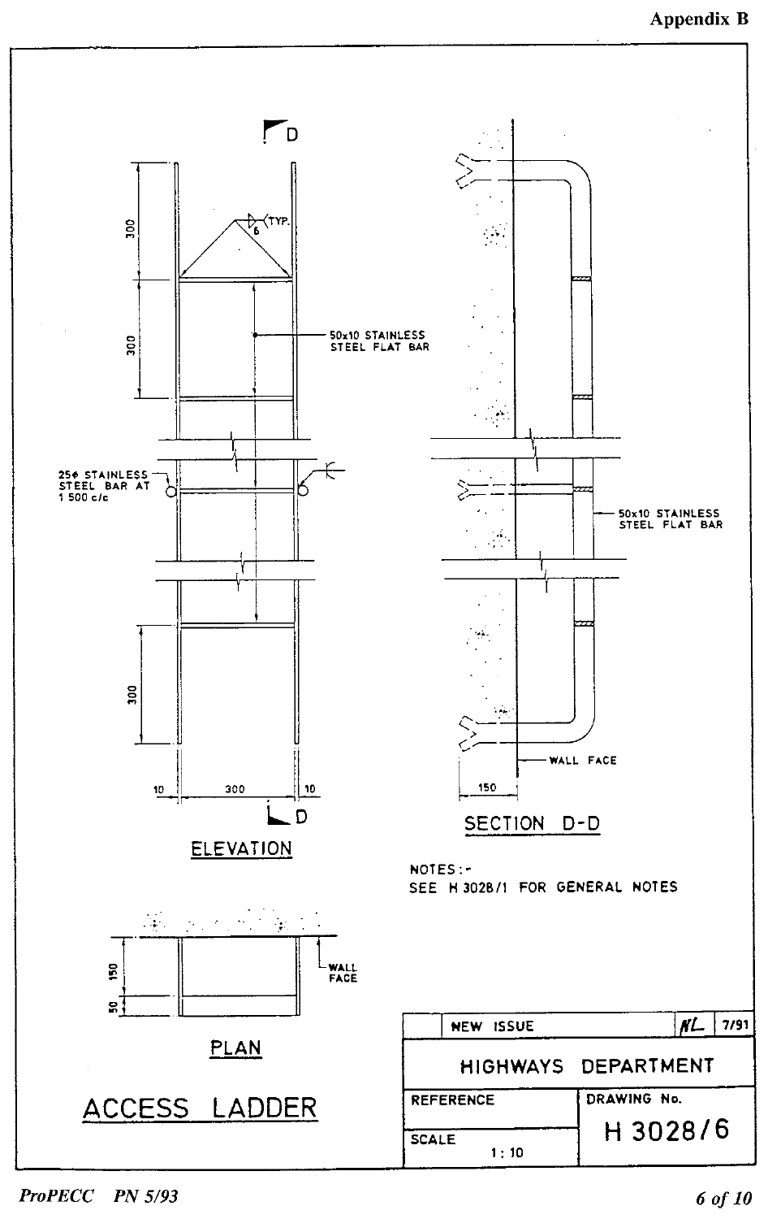Appendix B

ELEVATION

300

300

6 TYP.

50x10 STAINLESS STEEL FLAT BAR

25φ STAINLESS STEEL BAR AT 1 500 c/c

300

10 300 10

D

SECTION D-D

50x10 STAINLESS STEEL FLAT BAR

WALL FACE

150

NOTES:-
SEE H 3028/1 FOR GENERAL NOTES

PLAN

150

50

WALL FACE

# ACCESS LADDER

| | NEW ISSUE | NL | 7/91 |
|---|---|---|---|

HIGHWAYS DEPARTMENT

| REFERENCE | DRAWING No. |
|---|---|
| SCALE 1 : 10 | H 3028/6 |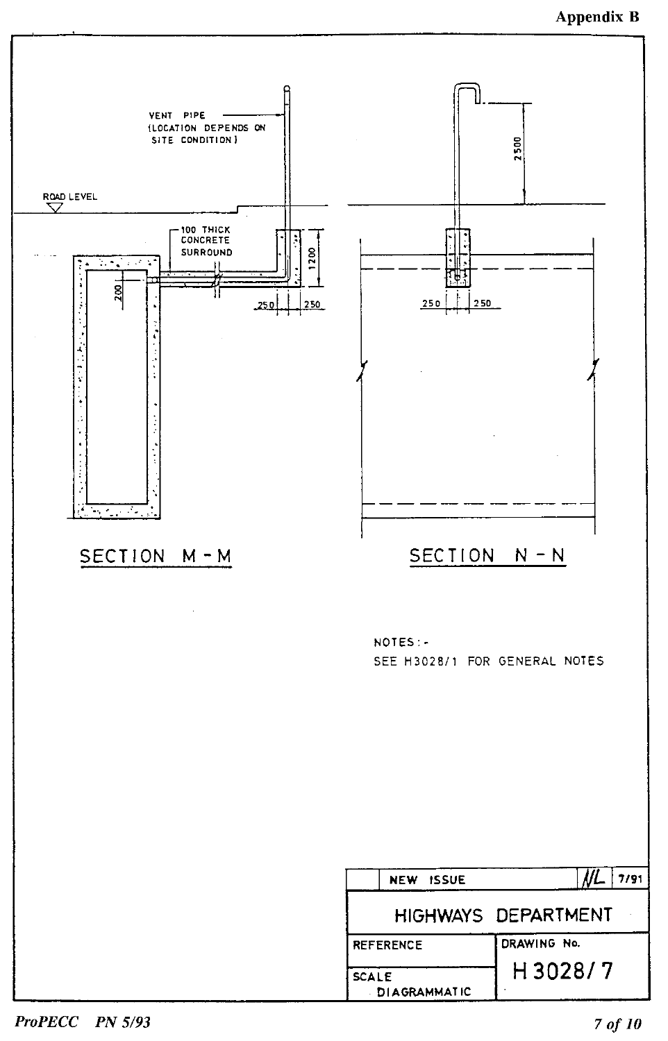Appendix B

VENT PIPE
(LOCATION DEPENDS ON SITE CONDITION)

ROAD LEVEL

100 THICK CONCRETE SURROUND

200

1200

250 250

2500

250 250

SECTION M - M

SECTION N - N

NOTES:-

SEE H3028/1 FOR GENERAL NOTES

| | NEW ISSUE | NL | 7/91 |
|---|---|---|---|
| HIGHWAYS DEPARTMENT | | | |
| REFERENCE | | DRAWING No. | |
| SCALE DIAGRAMMATIC | | H 3028/7 | |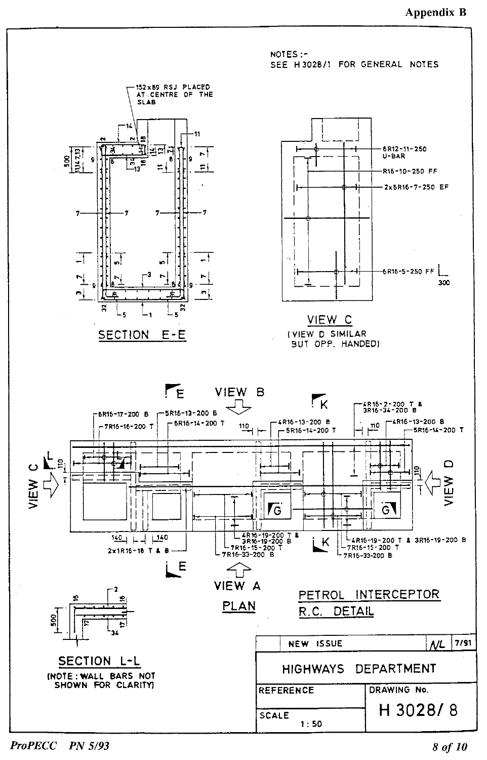Appendix B

NOTES :-
SEE H 3028/1 FOR GENERAL NOTES

152 x 89 RSJ PLACED AT CENTRE OF THE SLAB

SECTION E-E

6R12-11-250 U-BAR

R16-10-250 FF

2x6R16-7-250 EF

6R16-5-250 FF

300

VIEW C

(VIEW D SIMILAR BUT OPP. HANDED)

VIEW B

6R16-17-200 B

7R16-16-200 T

5R16-13-200 B

6R16-14-200 T

4R16-13-200 B

5R16-14-200 T

4R16-2-200 T & 3R16-34-200 B

4R16-13-200 B

5R16-14-200 T

VIEW C

VIEW D

2x1R16-18 T & B

4R16-19-200 T & 3R16-19-200 B

7R16-15-200 T

7R16-33-200 B

4R16-19-200 T & 3R16-19-200 B

7R16-15-200 T

7R16-33-200 B

VIEW A

PLAN

PETROL INTERCEPTOR R.C. DETAIL

SECTION L-L

(NOTE: WALL BARS NOT SHOWN FOR CLARITY)

| NEW ISSUE | NL | 7/91 |
|---|---|---|

HIGHWAYS DEPARTMENT

| REFERENCE | DRAWING No. |
|---|---|
| SCALE 1 : 50 | H 3028/ 8 |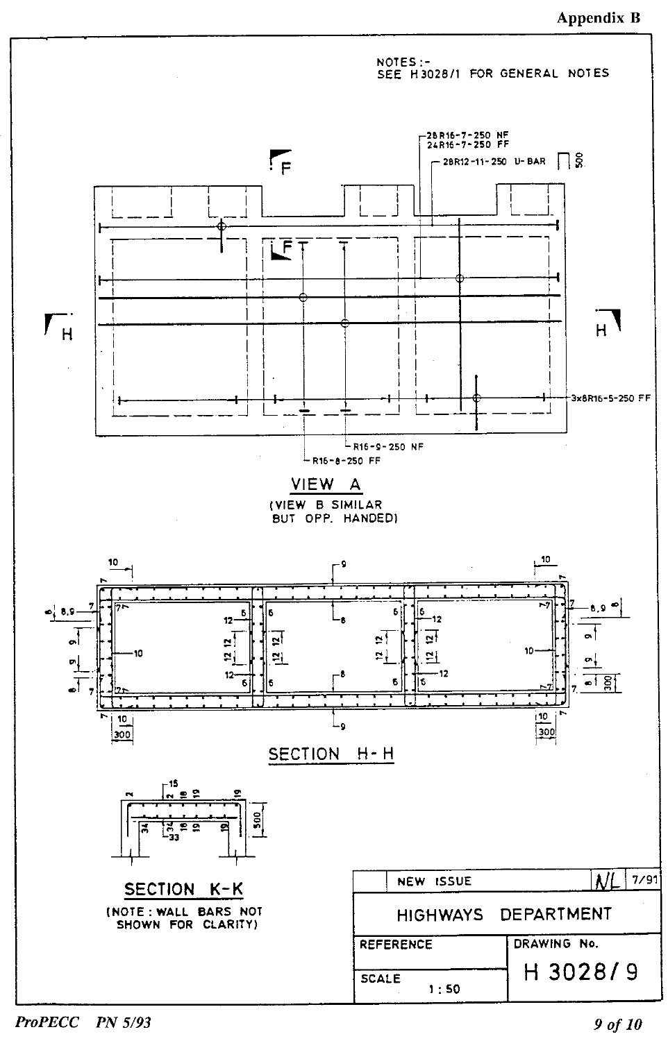Appendix B

NOTES :-
SEE H3028/1 FOR GENERAL NOTES

28R16-7-250 NF
24R16-7-250 FF

28R12-11-250 U-BAR 500

F

F

H

H

3x8R16-5-250 FF

R16-9-250 NF

R16-8-250 FF

VIEW A

(VIEW B SIMILAR BUT OPP. HANDED)

SECTION H-H

SECTION K-K

(NOTE : WALL BARS NOT SHOWN FOR CLARITY)

| NEW ISSUE | NL | 7/91 |
|---|---|---|
| HIGHWAYS DEPARTMENT | | |
| REFERENCE | DRAWING No. | |
| SCALE 1 : 50 | H 3028/ 9 | |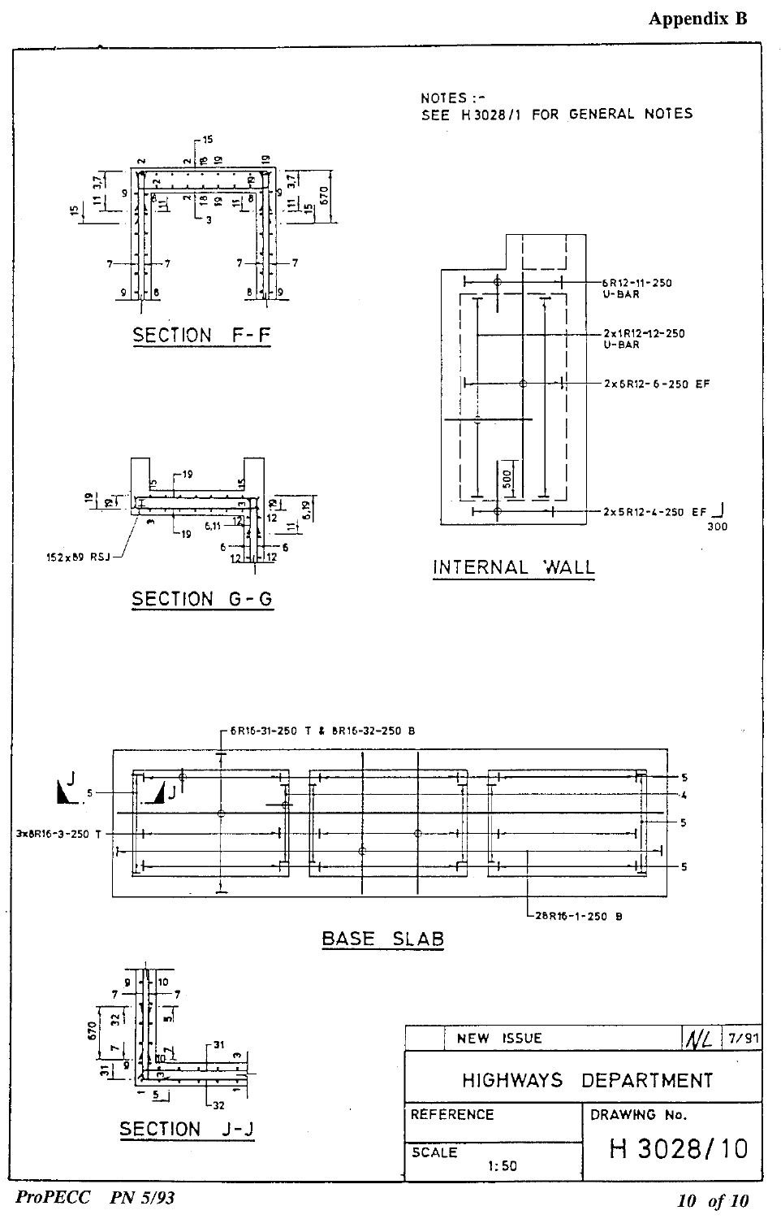NOTES :-
SEE H 3028/1 FOR GENERAL NOTES

SECTION F-F

SECTION G-G

152x89 RSJ

INTERNAL WALL

6R12-11-250 U-BAR

2x1R12-12-250 U-BAR

2x6R12-6-250 EF

2x5R12-4-250 EF

6R16-31-250 T & 8R16-32-250 B

3x8R16-3-250 T

28R16-1-250 B

BASE SLAB

SECTION J-J

| | NEW ISSUE | NL | 7/91 |
|---|---|---|---|
| HIGHWAYS DEPARTMENT | | | |
| REFERENCE | | DRAWING No. | |
| SCALE 1:50 | | H 3028/10 | |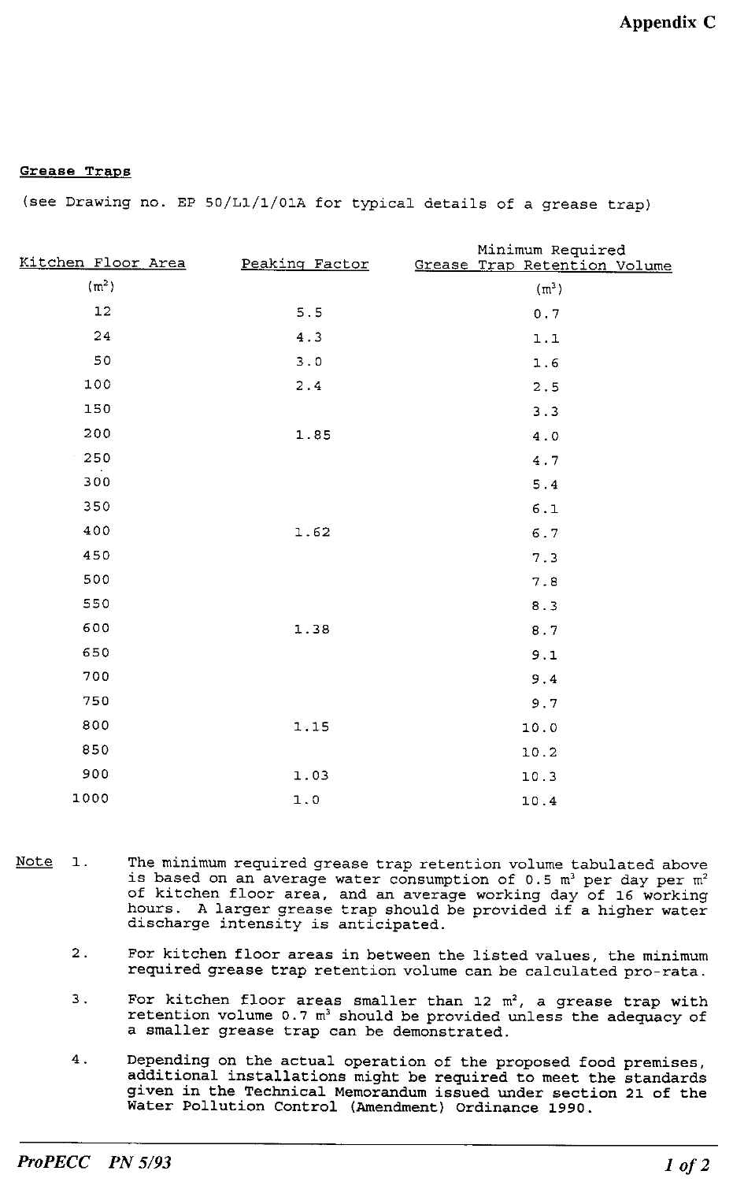# Appendix C

## Grease Traps

(see Drawing no. EP 50/L1/1/01A for typical details of a grease trap)

| Kitchen Floor Area ($m^2$) | Peaking Factor | Minimum Required Grease Trap Retention Volume ($m^3$) |
|---|---|---|
| 12 | 5.5 | 0.7 |
| 24 | 4.3 | 1.1 |
| 50 | 3.0 | 1.6 |
| 100 | 2.4 | 2.5 |
| 150 | | 3.3 |
| 200 | 1.85 | 4.0 |
| 250 | | 4.7 |
| 300 | | 5.4 |
| 350 | | 6.1 |
| 400 | 1.62 | 6.7 |
| 450 | | 7.3 |
| 500 | | 7.8 |
| 550 | | 8.3 |
| 600 | 1.38 | 8.7 |
| 650 | | 9.1 |
| 700 | | 9.4 |
| 750 | | 9.7 |
| 800 | 1.15 | 10.0 |
| 850 | | 10.2 |
| 900 | 1.03 | 10.3 |
| 1000 | 1.0 | 10.4 |

Note

1. The minimum required grease trap retention volume tabulated above is based on an average water consumption of 0.5 $m^3$ per day per $m^2$ of kitchen floor area, and an average working day of 16 working hours. A larger grease trap should be provided if a higher water discharge intensity is anticipated.

2. For kitchen floor areas in between the listed values, the minimum required grease trap retention volume can be calculated pro-rata.

3. For kitchen floor areas smaller than 12 $m^2$, a grease trap with retention volume 0.7 $m^3$ should be provided unless the adequacy of a smaller grease trap can be demonstrated.

4. Depending on the actual operation of the proposed food premises, additional installations might be required to meet the standards given in the Technical Memorandum issued under section 21 of the Water Pollution Control (Amendment) Ordinance 1990.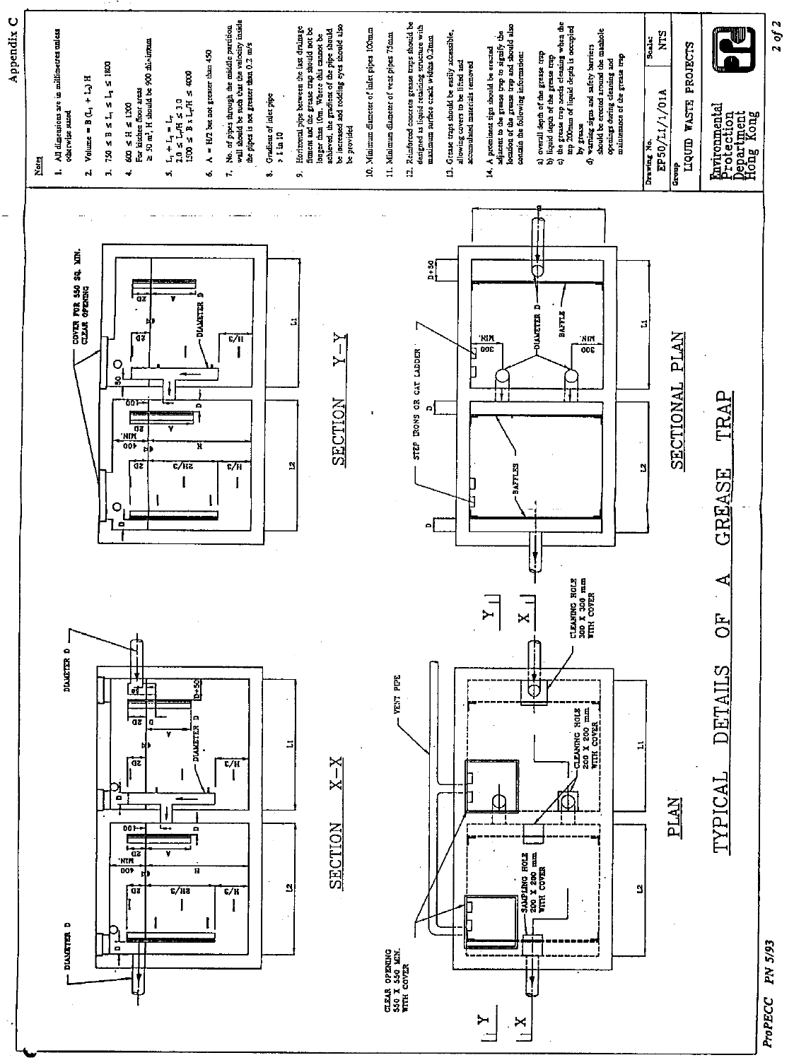Appendix C

# TYPICAL DETAILS OF A GREASE TRAP

SECTION X-X

SECTION Y-Y

PLAN

SECTIONAL PLAN

DIAMETER D

COVER FOR 550 SQ. MIN. CLEAR OPENING

VENT PIPE

CLEANING HOLE 300 X 300 mm WITH COVER

CLEANING HOLE 200 X 200 mm WITH COVER

SAMPLING HOLE 200 X 200 mm WITH COVER

CLEAR OPENING 550 X 550 MIN. WITH COVER

STEP IRONS OR CAT LADDER

BAFFLES

BAFFLE

## Notes

1. All dimensions are in millimetres unless otherwise stated
2. Volume = B ($L_1$ + $L_2$) H
3. 750 ≤ B ≤ $L_1$ ≤ $L_T$ ≤ 1800
4. 600 ≤ H ≤ 1200
   For kitchen floor areas ≥ 50 m², H should be 900 Minimum
5. $L_1$ + $L_2$ = $L_T$
   2.0 ≤ $L_T$/H ≤ 3.0
   1500 ≤ B x $L_T$/H ≤ 4000
6. A = H/2 but not greater than 450
7. No. of pipes through the middle partition wall should be such that the velocity inside the pipes is not greater than 0.2 m/s
8. Gradient of inlet pipe > 1 in 10
9. Horizontal pipe between the last drainage fitment and the grease trap should not be longer than 10m. Where this cannot be achieved, the gradient of the pipe should be increased and rodding eyes should also be provided
10. Minimum diameter of inlet pipes 100mm
11. Minimum diameter of vent pipes 75mm
12. Reinforced concrete grease traps should be designed as liquid retaining structure with maximum surface crack widths 0.2mm
13. Grease traps should be easily accessible, allowing covers to be lifted and accumulated materials removed
14. A prominent sign should be erected adjacent to the grease trap to signify the location of the grease trap and should also contain the following information:
    a) overall depth of the grease trap
    b) liquid depth of the grease trap
    c) the grease trap needs cleaning when the top 200mm of liquid depth is occupied by grease
    d) warning signs and safety barriers should be erected around the manhole openings during cleaning and maintenance of the grease trap

| Drawing No. | Scale: |
|---|---|
| EP50/L1/1/01A | NTS |
| Group: LIQUID WASTE PROJECTS | |

Environmental Protection Department Hong Kong

ProPECC PN 5/93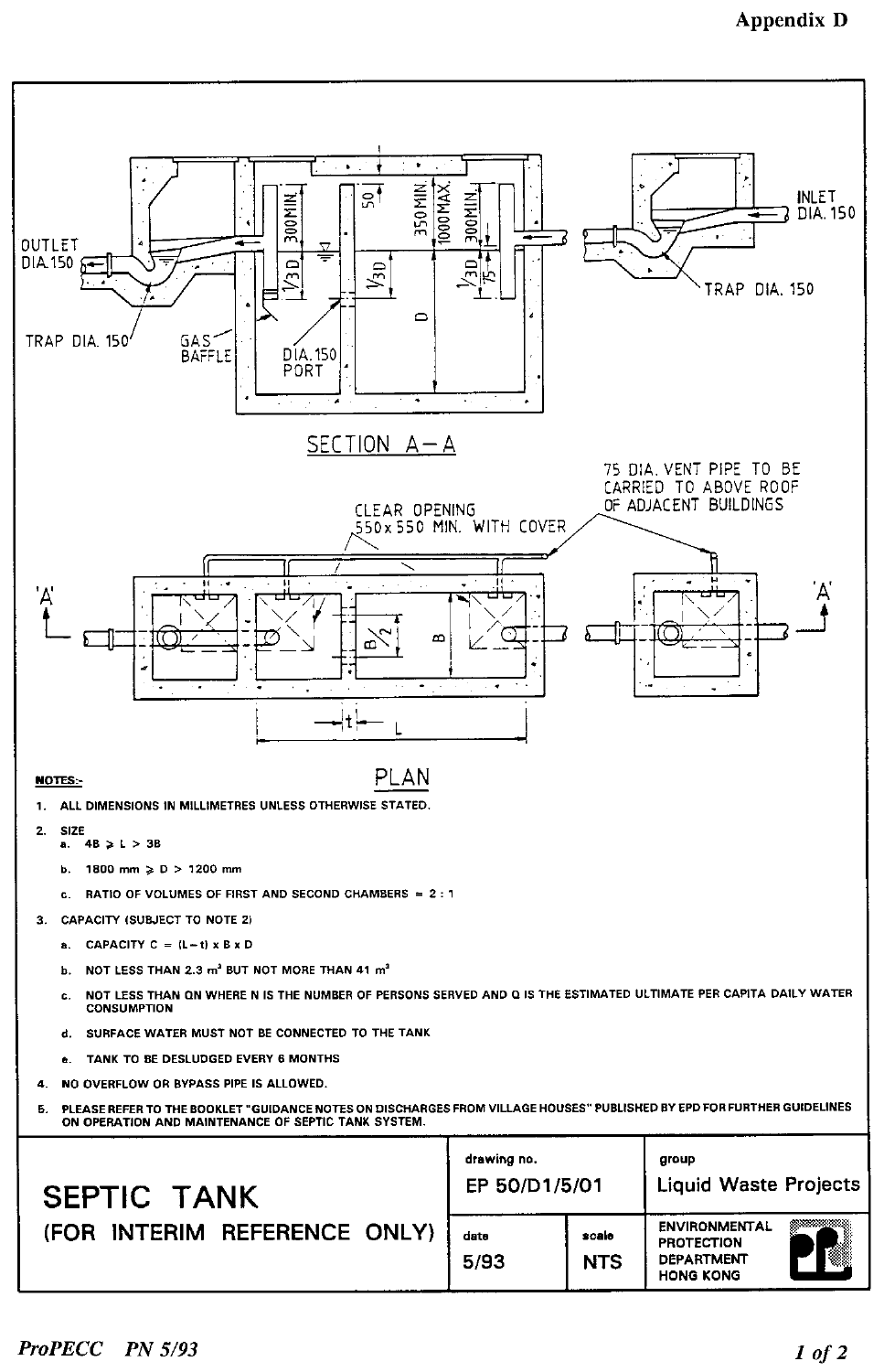Appendix D

SECTION A–A

PLAN

OUTLET DIA.150

TRAP DIA. 150

GAS BAFFLE

DIA.150 PORT

INLET DIA. 150

TRAP DIA. 150

CLEAR OPENING 550 x 550 MIN. WITH COVER

75 DIA. VENT PIPE TO BE CARRIED TO ABOVE ROOF OF ADJACENT BUILDINGS

**NOTES:-**

1. ALL DIMENSIONS IN MILLIMETRES UNLESS OTHERWISE STATED.
2. SIZE
   - a. $4B \geq L > 3B$
   - b. $1800 \text{ mm} \geq D > 1200 \text{ mm}$
   - c. RATIO OF VOLUMES OF FIRST AND SECOND CHAMBERS = 2 : 1
3. CAPACITY (SUBJECT TO NOTE 2)
   - a. CAPACITY $C = (L - t) \times B \times D$
   - b. NOT LESS THAN 2.3 $m^3$ BUT NOT MORE THAN 41 $m^3$
   - c. NOT LESS THAN QN WHERE N IS THE NUMBER OF PERSONS SERVED AND Q IS THE ESTIMATED ULTIMATE PER CAPITA DAILY WATER CONSUMPTION
   - d. SURFACE WATER MUST NOT BE CONNECTED TO THE TANK
   - e. TANK TO BE DESLUDGED EVERY 6 MONTHS
4. NO OVERFLOW OR BYPASS PIPE IS ALLOWED.
5. PLEASE REFER TO THE BOOKLET "GUIDANCE NOTES ON DISCHARGES FROM VILLAGE HOUSES" PUBLISHED BY EPD FOR FURTHER GUIDELINES ON OPERATION AND MAINTENANCE OF SEPTIC TANK SYSTEM.

| SEPTIC TANK (FOR INTERIM REFERENCE ONLY) | drawing no. EP 50/D1/5/01 | | group Liquid Waste Projects |
|---|---|---|---|
| | date 5/93 | scale NTS | ENVIRONMENTAL PROTECTION DEPARTMENT HONG KONG |

ProPECC PN 5/93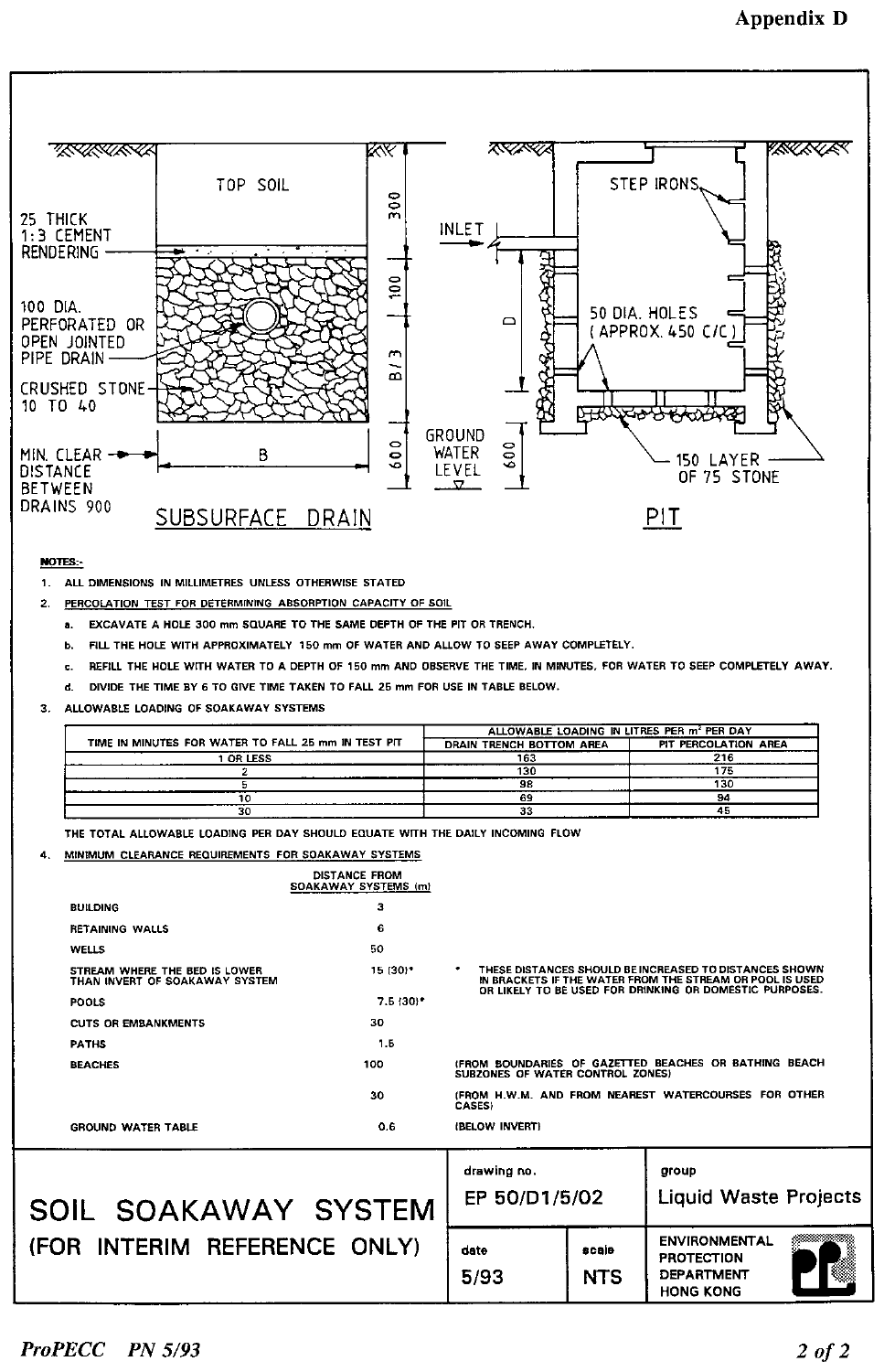Appendix D

TOP SOIL

25 THICK 1:3 CEMENT RENDERING

100 DIA. PERFORATED OR OPEN JOINTED PIPE DRAIN

CRUSHED STONE 10 TO 40

MIN. CLEAR DISTANCE BETWEEN DRAINS 900

B

300 | 100 | B/3 | 600

GROUND WATER LEVEL

SUBSURFACE DRAIN

INLET

STEP IRONS

50 DIA. HOLES (APPROX. 450 C/C)

D

600

150 LAYER OF 75 STONE

PIT

**NOTES:-**

1. ALL DIMENSIONS IN MILLIMETRES UNLESS OTHERWISE STATED
2. PERCOLATION TEST FOR DETERMINING ABSORPTION CAPACITY OF SOIL
   a. EXCAVATE A HOLE 300 mm SQUARE TO THE SAME DEPTH OF THE PIT OR TRENCH.
   b. FILL THE HOLE WITH APPROXIMATELY 150 mm OF WATER AND ALLOW TO SEEP AWAY COMPLETELY.
   c. REFILL THE HOLE WITH WATER TO A DEPTH OF 150 mm AND OBSERVE THE TIME, IN MINUTES, FOR WATER TO SEEP COMPLETELY AWAY.
   d. DIVIDE THE TIME BY 6 TO GIVE TIME TAKEN TO FALL 25 mm FOR USE IN TABLE BELOW.
3. ALLOWABLE LOADING OF SOAKAWAY SYSTEMS

| TIME IN MINUTES FOR WATER TO FALL 25 mm IN TEST PIT | ALLOWABLE LOADING IN LITRES PER m² PER DAY | |
|---|---|---|
| | DRAIN TRENCH BOTTOM AREA | PIT PERCOLATION AREA |
| 1 OR LESS | 163 | 216 |
| 2 | 130 | 175 |
| 5 | 98 | 130 |
| 10 | 69 | 94 |
| 30 | 33 | 45 |

THE TOTAL ALLOWABLE LOADING PER DAY SHOULD EQUATE WITH THE DAILY INCOMING FLOW

4. MINIMUM CLEARANCE REQUIREMENTS FOR SOAKAWAY SYSTEMS

| | DISTANCE FROM SOAKAWAY SYSTEMS (m) | |
|---|---|---|
| BUILDING | 3 | |
| RETAINING WALLS | 6 | |
| WELLS | 50 | |
| STREAM WHERE THE BED IS LOWER THAN INVERT OF SOAKAWAY SYSTEM | 15 (30)* | * THESE DISTANCES SHOULD BE INCREASED TO DISTANCES SHOWN IN BRACKETS IF THE WATER FROM THE STREAM OR POOL IS USED OR LIKELY TO BE USED FOR DRINKING OR DOMESTIC PURPOSES. |
| POOLS | 7.5 (30)* | |
| CUTS OR EMBANKMENTS | 30 | |
| PATHS | 1.5 | |
| BEACHES | 100 | (FROM BOUNDARIES OF GAZETTED BEACHES OR BATHING BEACH SUBZONES OF WATER CONTROL ZONES) |
| | 30 | (FROM H.W.M. AND FROM NEAREST WATERCOURSES FOR OTHER CASES) |
| GROUND WATER TABLE | 0.6 | (BELOW INVERT) |

| SOIL SOAKAWAY SYSTEM (FOR INTERIM REFERENCE ONLY) | drawing no. EP 50/D1/5/02 | | group Liquid Waste Projects |
|---|---|---|---|
| | date 5/93 | scale NTS | ENVIRONMENTAL PROTECTION DEPARTMENT HONG KONG |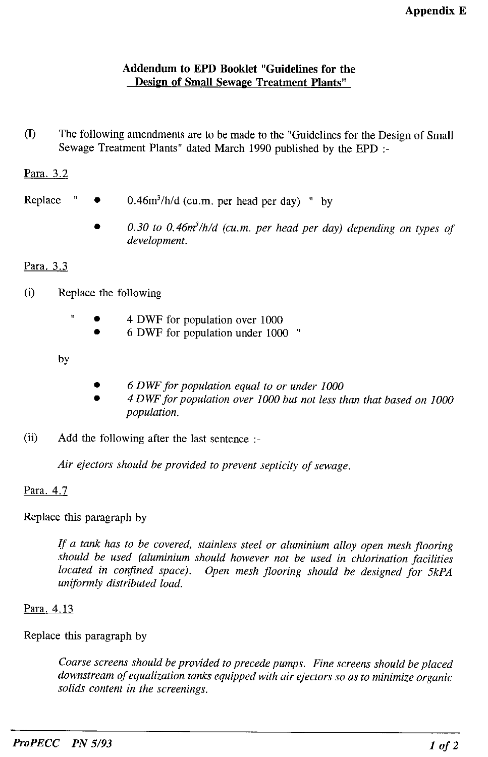**Appendix E**

**Addendum to EPD Booklet "Guidelines for the Design of Small Sewage Treatment Plants"**

(I) The following amendments are to be made to the "Guidelines for the Design of Small Sewage Treatment Plants" dated March 1990 published by the EPD :-

Para. 3.2

Replace " • $0.46m^3/h/d$ (cu.m. per head per day) " by

- *0.30 to $0.46m^3/h/d$ (cu.m. per head per day) depending on types of development.*

Para. 3.3

(i) Replace the following

" • 4 DWF for population over 1000
• 6 DWF for population under 1000 "

by

- *6 DWF for population equal to or under 1000*
- *4 DWF for population over 1000 but not less than that based on 1000 population.*

(ii) Add the following after the last sentence :-

*Air ejectors should be provided to prevent septicity of sewage.*

Para. 4.7

Replace this paragraph by

*If a tank has to be covered, stainless steel or aluminium alloy open mesh flooring should be used (aluminium should however not be used in chlorination facilities located in confined space). Open mesh flooring should be designed for 5kPA uniformly distributed load.*

Para. 4.13

Replace this paragraph by

*Coarse screens should be provided to precede pumps. Fine screens should be placed downstream of equalization tanks equipped with air ejectors so as to minimize organic solids content in the screenings.*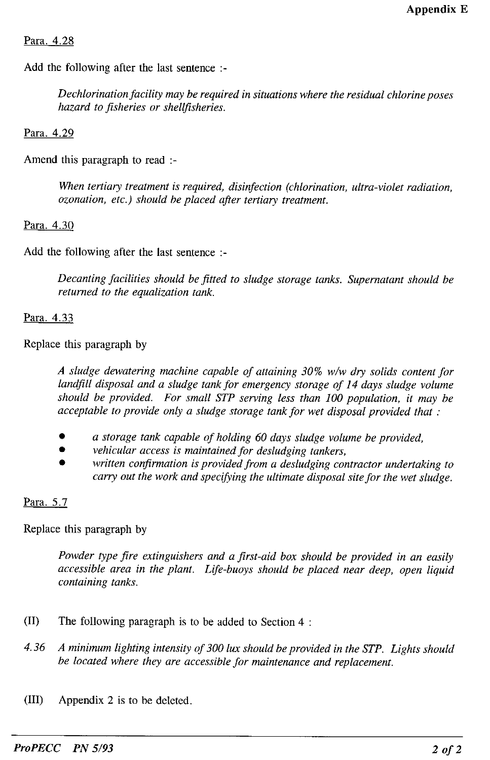Para. 4.28

Add the following after the last sentence :-

*Dechlorination facility may be required in situations where the residual chlorine poses hazard to fisheries or shellfisheries.*

Para. 4.29

Amend this paragraph to read :-

*When tertiary treatment is required, disinfection (chlorination, ultra-violet radiation, ozonation, etc.) should be placed after tertiary treatment.*

Para. 4.30

Add the following after the last sentence :-

*Decanting facilities should be fitted to sludge storage tanks. Supernatant should be returned to the equalization tank.*

Para. 4.33

Replace this paragraph by

*A sludge dewatering machine capable of attaining 30% w/w dry solids content for landfill disposal and a sludge tank for emergency storage of 14 days sludge volume should be provided. For small STP serving less than 100 population, it may be acceptable to provide only a sludge storage tank for wet disposal provided that :*

- *a storage tank capable of holding 60 days sludge volume be provided,*
- *vehicular access is maintained for desludging tankers,*
- *written confirmation is provided from a desludging contractor undertaking to carry out the work and specifying the ultimate disposal site for the wet sludge.*

Para. 5.7

Replace this paragraph by

*Powder type fire extinguishers and a first-aid box should be provided in an easily accessible area in the plant. Life-buoys should be placed near deep, open liquid containing tanks.*

(II) The following paragraph is to be added to Section 4 :

*4.36 A minimum lighting intensity of 300 lux should be provided in the STP. Lights should be located where they are accessible for maintenance and replacement.*

(III) Appendix 2 is to be deleted.